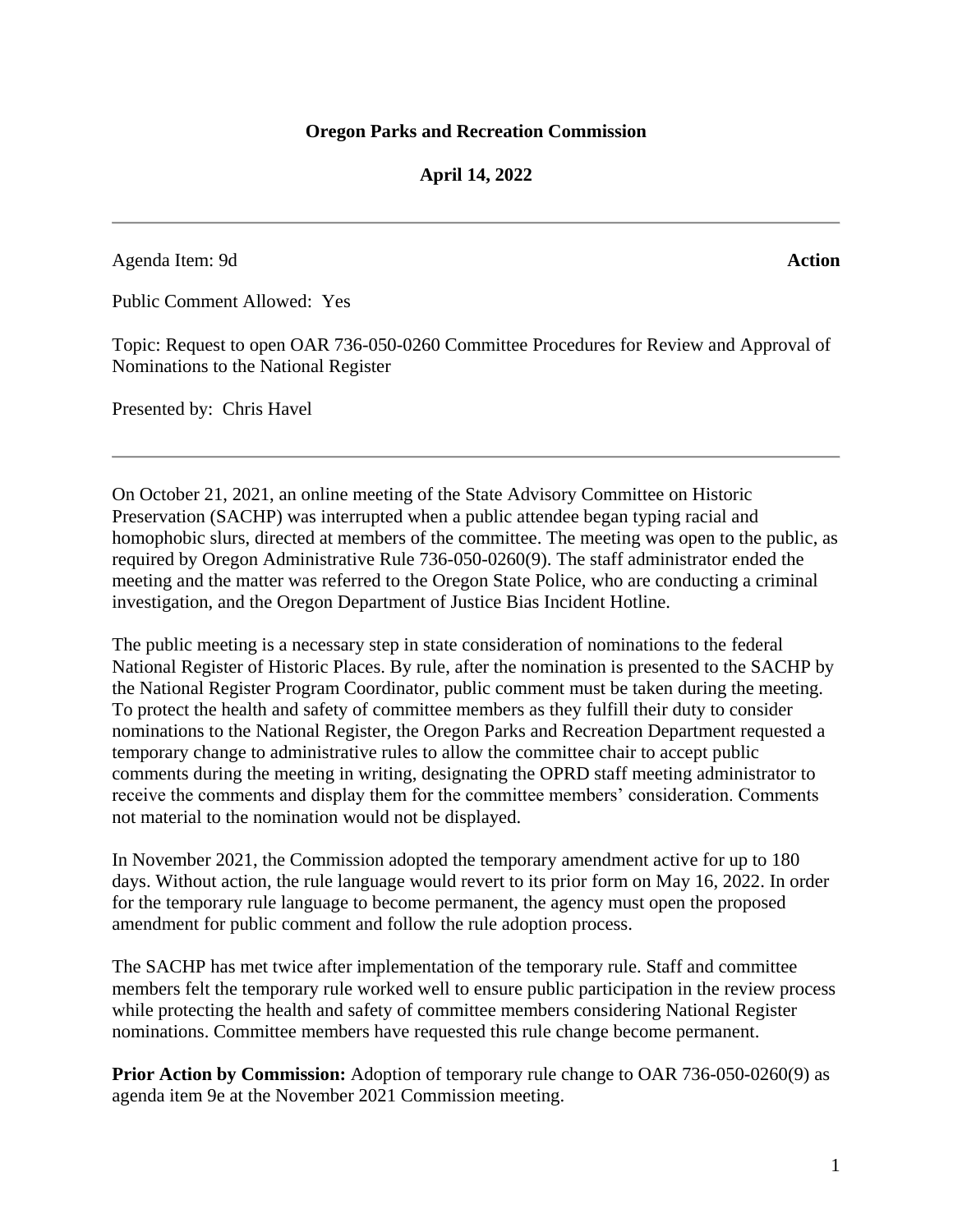**Oregon Parks and Recreation Commission**

**April 14, 2022**

---

Agenda Item: 9d **Action**

Public Comment Allowed: Yes

Topic: Request to open OAR 736-050-0260 Committee Procedures for Review and Approval of Nominations to the National Register

Presented by: Chris Havel

---

On October 21, 2021, an online meeting of the State Advisory Committee on Historic Preservation (SACHP) was interrupted when a public attendee began typing racial and homophobic slurs, directed at members of the committee. The meeting was open to the public, as required by Oregon Administrative Rule 736-050-0260(9). The staff administrator ended the meeting and the matter was referred to the Oregon State Police, who are conducting a criminal investigation, and the Oregon Department of Justice Bias Incident Hotline.

The public meeting is a necessary step in state consideration of nominations to the federal National Register of Historic Places. By rule, after the nomination is presented to the SACHP by the National Register Program Coordinator, public comment must be taken during the meeting. To protect the health and safety of committee members as they fulfill their duty to consider nominations to the National Register, the Oregon Parks and Recreation Department requested a temporary change to administrative rules to allow the committee chair to accept public comments during the meeting in writing, designating the OPRD staff meeting administrator to receive the comments and display them for the committee members' consideration. Comments not material to the nomination would not be displayed.

In November 2021, the Commission adopted the temporary amendment active for up to 180 days. Without action, the rule language would revert to its prior form on May 16, 2022. In order for the temporary rule language to become permanent, the agency must open the proposed amendment for public comment and follow the rule adoption process.

The SACHP has met twice after implementation of the temporary rule. Staff and committee members felt the temporary rule worked well to ensure public participation in the review process while protecting the health and safety of committee members considering National Register nominations. Committee members have requested this rule change become permanent.

**Prior Action by Commission:** Adoption of temporary rule change to OAR 736-050-0260(9) as agenda item 9e at the November 2021 Commission meeting.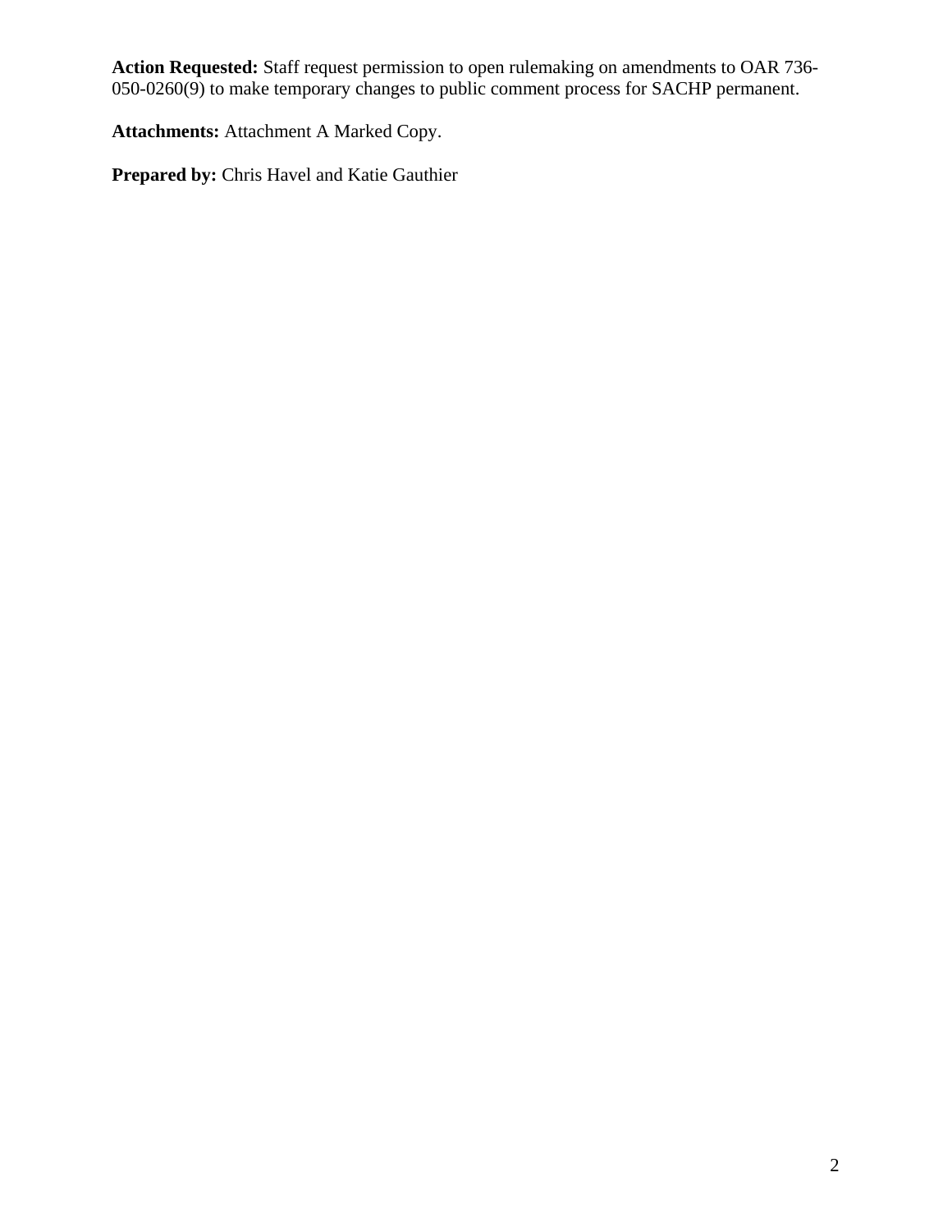**Action Requested:** Staff request permission to open rulemaking on amendments to OAR 736-050-0260(9) to make temporary changes to public comment process for SACHP permanent.

**Attachments:** Attachment A Marked Copy.

**Prepared by:** Chris Havel and Katie Gauthier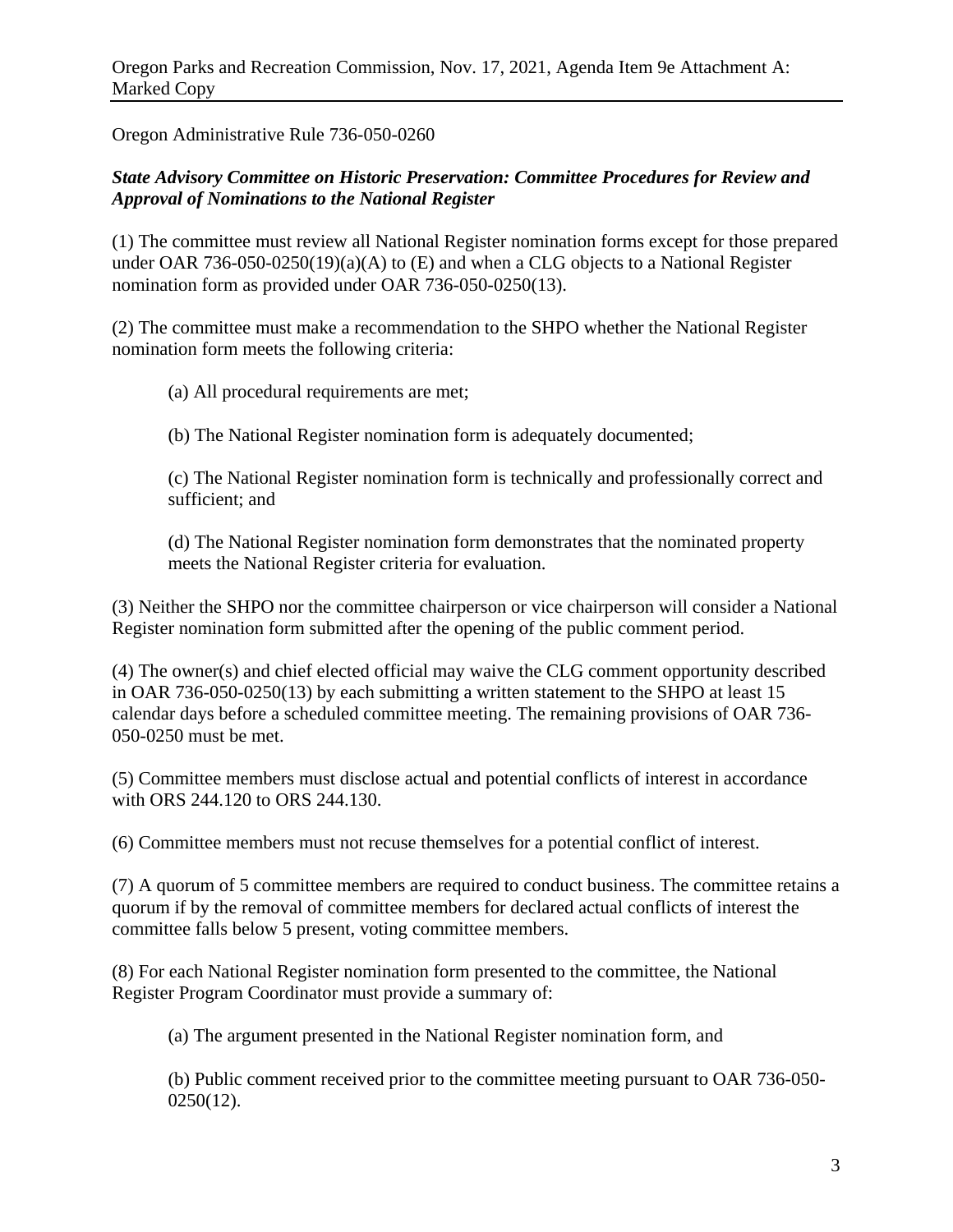Oregon Administrative Rule 736-050-0260

***State Advisory Committee on Historic Preservation: Committee Procedures for Review and Approval of Nominations to the National Register***

(1) The committee must review all National Register nomination forms except for those prepared under OAR 736-050-0250(19)(a)(A) to (E) and when a CLG objects to a National Register nomination form as provided under OAR 736-050-0250(13).

(2) The committee must make a recommendation to the SHPO whether the National Register nomination form meets the following criteria:

(a) All procedural requirements are met;

(b) The National Register nomination form is adequately documented;

(c) The National Register nomination form is technically and professionally correct and sufficient; and

(d) The National Register nomination form demonstrates that the nominated property meets the National Register criteria for evaluation.

(3) Neither the SHPO nor the committee chairperson or vice chairperson will consider a National Register nomination form submitted after the opening of the public comment period.

(4) The owner(s) and chief elected official may waive the CLG comment opportunity described in OAR 736-050-0250(13) by each submitting a written statement to the SHPO at least 15 calendar days before a scheduled committee meeting. The remaining provisions of OAR 736-050-0250 must be met.

(5) Committee members must disclose actual and potential conflicts of interest in accordance with ORS 244.120 to ORS 244.130.

(6) Committee members must not recuse themselves for a potential conflict of interest.

(7) A quorum of 5 committee members are required to conduct business. The committee retains a quorum if by the removal of committee members for declared actual conflicts of interest the committee falls below 5 present, voting committee members.

(8) For each National Register nomination form presented to the committee, the National Register Program Coordinator must provide a summary of:

(a) The argument presented in the National Register nomination form, and

(b) Public comment received prior to the committee meeting pursuant to OAR 736-050-0250(12).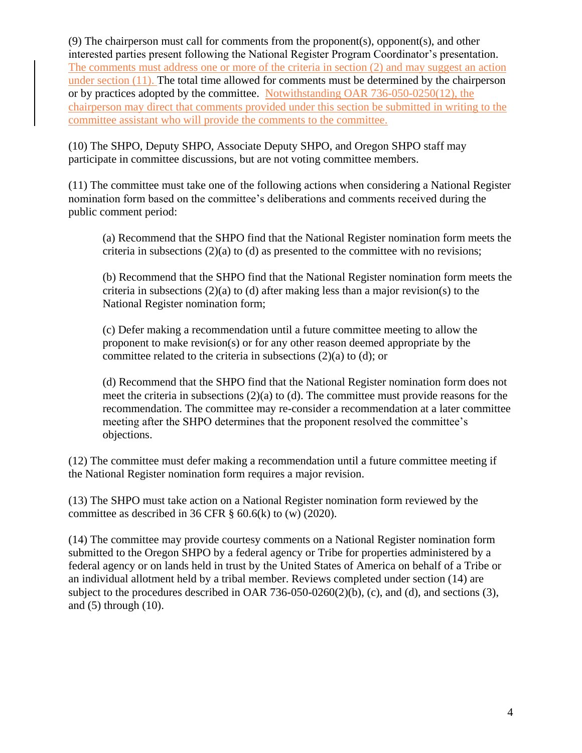(9) The chairperson must call for comments from the proponent(s), opponent(s), and other interested parties present following the National Register Program Coordinator's presentation. The comments must address one or more of the criteria in section (2) and may suggest an action under section (11). The total time allowed for comments must be determined by the chairperson or by practices adopted by the committee. Notwithstanding OAR 736-050-0250(12), the chairperson may direct that comments provided under this section be submitted in writing to the committee assistant who will provide the comments to the committee.

(10) The SHPO, Deputy SHPO, Associate Deputy SHPO, and Oregon SHPO staff may participate in committee discussions, but are not voting committee members.

(11) The committee must take one of the following actions when considering a National Register nomination form based on the committee's deliberations and comments received during the public comment period:

(a) Recommend that the SHPO find that the National Register nomination form meets the criteria in subsections (2)(a) to (d) as presented to the committee with no revisions;

(b) Recommend that the SHPO find that the National Register nomination form meets the criteria in subsections (2)(a) to (d) after making less than a major revision(s) to the National Register nomination form;

(c) Defer making a recommendation until a future committee meeting to allow the proponent to make revision(s) or for any other reason deemed appropriate by the committee related to the criteria in subsections (2)(a) to (d); or

(d) Recommend that the SHPO find that the National Register nomination form does not meet the criteria in subsections (2)(a) to (d). The committee must provide reasons for the recommendation. The committee may re-consider a recommendation at a later committee meeting after the SHPO determines that the proponent resolved the committee's objections.

(12) The committee must defer making a recommendation until a future committee meeting if the National Register nomination form requires a major revision.

(13) The SHPO must take action on a National Register nomination form reviewed by the committee as described in 36 CFR § 60.6(k) to (w) (2020).

(14) The committee may provide courtesy comments on a National Register nomination form submitted to the Oregon SHPO by a federal agency or Tribe for properties administered by a federal agency or on lands held in trust by the United States of America on behalf of a Tribe or an individual allotment held by a tribal member. Reviews completed under section (14) are subject to the procedures described in OAR 736-050-0260(2)(b), (c), and (d), and sections (3), and (5) through (10).